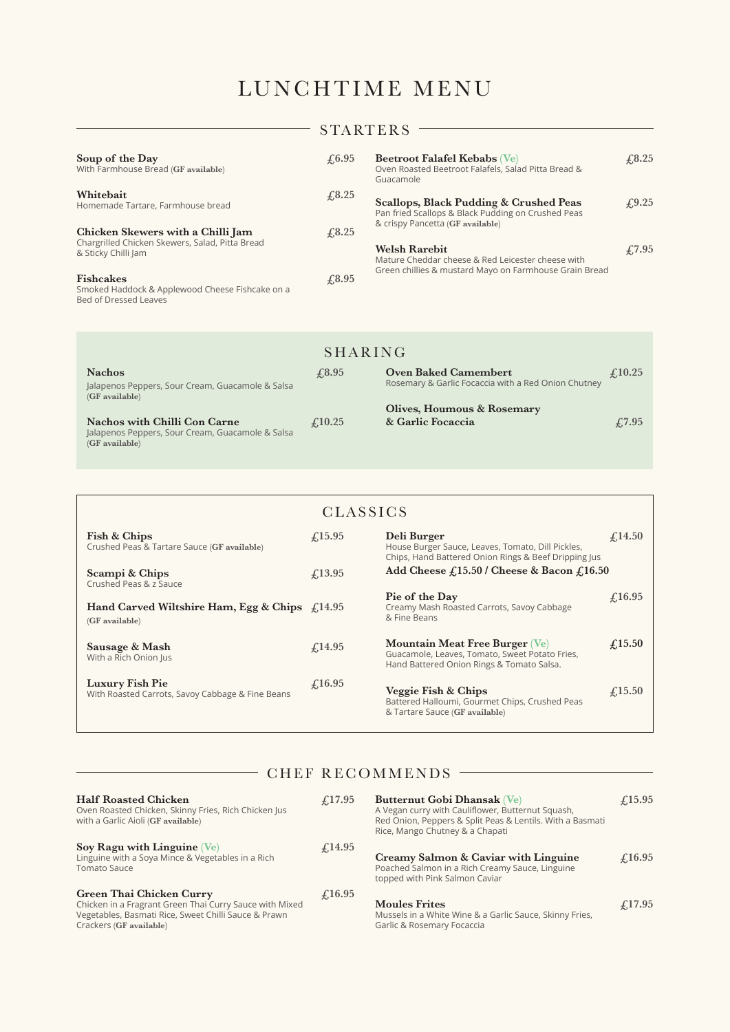# LUNCHTIME MENU

## STARTERS

**Soup of the Day** £6.95
With Farmhouse Bread (**GF available**)

**Whitebait** £8.25
Homemade Tartare, Farmhouse bread

**Chicken Skewers with a Chilli Jam** £8.25
Chargrilled Chicken Skewers, Salad, Pitta Bread & Sticky Chilli Jam

**Fishcakes** £8.95
Smoked Haddock & Applewood Cheese Fishcake on a Bed of Dressed Leaves

**Beetroot Falafel Kebabs** (Ve) £8.25
Oven Roasted Beetroot Falafels, Salad Pitta Bread & Guacamole

**Scallops, Black Pudding & Crushed Peas** £9.25
Pan fried Scallops & Black Pudding on Crushed Peas & crispy Pancetta (**GF available**)

**Welsh Rarebit** £7.95
Mature Cheddar cheese & Red Leicester cheese with Green chillies & mustard Mayo on Farmhouse Grain Bread

## SHARING

**Nachos** £8.95
Jalapenos Peppers, Sour Cream, Guacamole & Salsa (**GF available**)

**Nachos with Chilli Con Carne** £10.25
Jalapenos Peppers, Sour Cream, Guacamole & Salsa (**GF available**)

**Oven Baked Camembert** £10.25
Rosemary & Garlic Focaccia with a Red Onion Chutney

**Olives, Houmous & Rosemary & Garlic Focaccia** £7.95

## CLASSICS

**Fish & Chips** £15.95
Crushed Peas & Tartare Sauce (**GF available**)

**Scampi & Chips** £13.95
Crushed Peas & z Sauce

**Hand Carved Wiltshire Ham, Egg & Chips** £14.95
(**GF available**)

**Sausage & Mash** £14.95
With a Rich Onion Jus

**Luxury Fish Pie** £16.95
With Roasted Carrots, Savoy Cabbage & Fine Beans

**Deli Burger** £14.50
House Burger Sauce, Leaves, Tomato, Dill Pickles, Chips, Hand Battered Onion Rings & Beef Dripping Jus
**Add Cheese £15.50 / Cheese & Bacon £16.50**

**Pie of the Day** £16.95
Creamy Mash Roasted Carrots, Savoy Cabbage & Fine Beans

**Mountain Meat Free Burger** (Ve) £15.50
Guacamole, Leaves, Tomato, Sweet Potato Fries, Hand Battered Onion Rings & Tomato Salsa.

**Veggie Fish & Chips** £15.50
Battered Halloumi, Gourmet Chips, Crushed Peas & Tartare Sauce (**GF available**)

## CHEF RECOMMENDS

**Half Roasted Chicken** £17.95
Oven Roasted Chicken, Skinny Fries, Rich Chicken Jus with a Garlic Aioli (**GF available**)

**Soy Ragu with Linguine** (Ve) £14.95
Linguine with a Soya Mince & Vegetables in a Rich Tomato Sauce

**Green Thai Chicken Curry** £16.95
Chicken in a Fragrant Green Thai Curry Sauce with Mixed Vegetables, Basmati Rice, Sweet Chilli Sauce & Prawn Crackers (**GF available**)

**Butternut Gobi Dhansak** (Ve) £15.95
A Vegan curry with Cauliflower, Butternut Squash, Red Onion, Peppers & Split Peas & Lentils. With a Basmati Rice, Mango Chutney & a Chapati

**Creamy Salmon & Caviar with Linguine** £16.95
Poached Salmon in a Rich Creamy Sauce, Linguine topped with Pink Salmon Caviar

**Moules Frites** £17.95
Mussels in a White Wine & a Garlic Sauce, Skinny Fries, Garlic & Rosemary Focaccia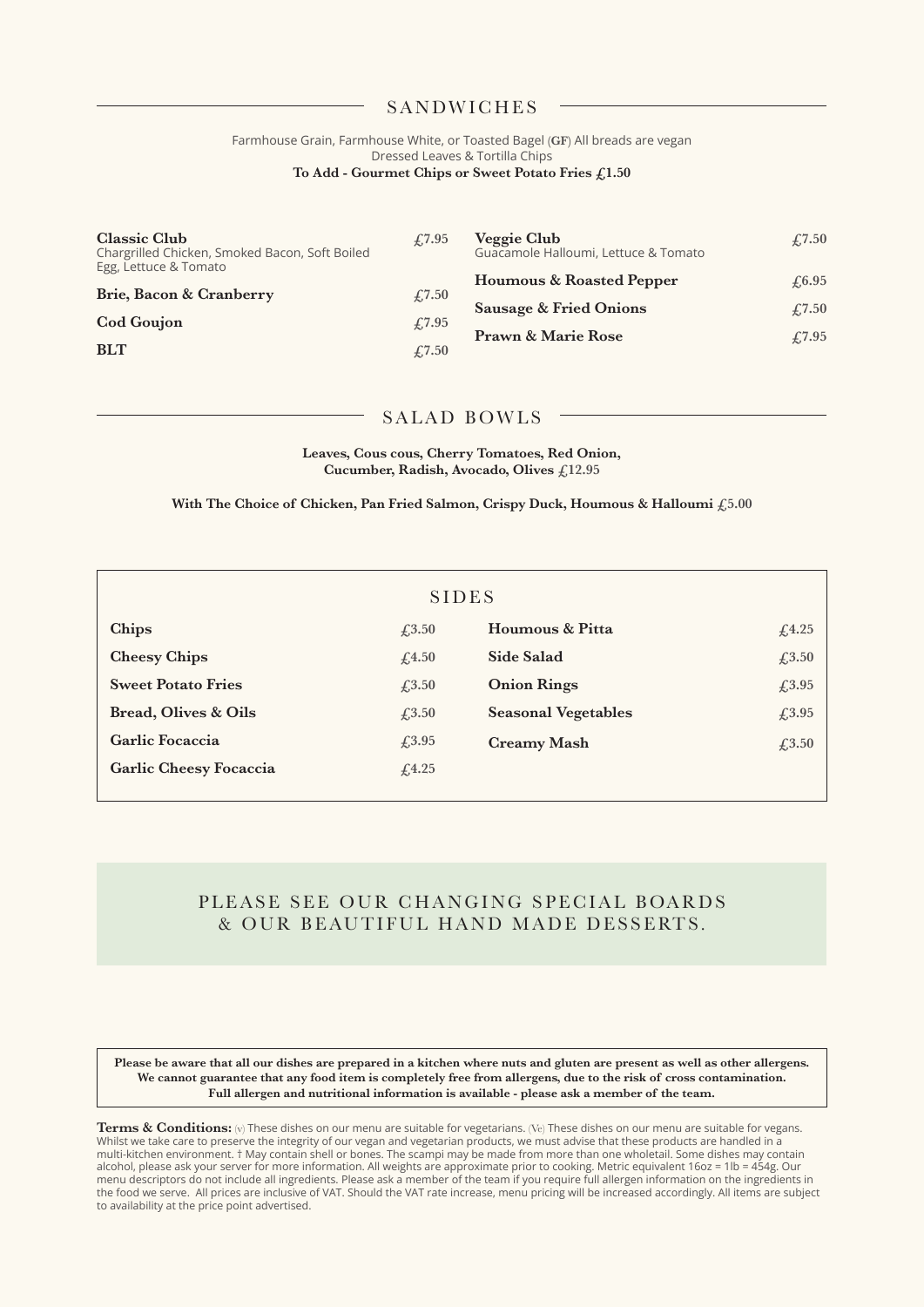## SANDWICHES

Farmhouse Grain, Farmhouse White, or Toasted Bagel (**GF**) All breads are vegan
Dressed Leaves & Tortilla Chips
**To Add - Gourmet Chips or Sweet Potato Fries £1.50**

**Classic Club** £7.95
Chargrilled Chicken, Smoked Bacon, Soft Boiled Egg, Lettuce & Tomato

**Brie, Bacon & Cranberry** £7.50

**Cod Goujon** £7.95

**BLT** £7.50

**Veggie Club** £7.50
Guacamole Halloumi, Lettuce & Tomato

**Houmous & Roasted Pepper** £6.95

**Sausage & Fried Onions** £7.50

**Prawn & Marie Rose** £7.95

## SALAD BOWLS

**Leaves, Cous cous, Cherry Tomatoes, Red Onion, Cucumber, Radish, Avocado, Olives £12.95**

**With The Choice of Chicken, Pan Fried Salmon, Crispy Duck, Houmous & Halloumi £5.00**

## SIDES

| | | | |
|---|---|---|---|
| **Chips** | £3.50 | **Houmous & Pitta** | £4.25 |
| **Cheesy Chips** | £4.50 | **Side Salad** | £3.50 |
| **Sweet Potato Fries** | £3.50 | **Onion Rings** | £3.95 |
| **Bread, Olives & Oils** | £3.50 | **Seasonal Vegetables** | £3.95 |
| **Garlic Focaccia** | £3.95 | **Creamy Mash** | £3.50 |
| **Garlic Cheesy Focaccia** | £4.25 | | |

PLEASE SEE OUR CHANGING SPECIAL BOARDS & OUR BEAUTIFUL HAND MADE DESSERTS.

**Please be aware that all our dishes are prepared in a kitchen where nuts and gluten are present as well as other allergens. We cannot guarantee that any food item is completely free from allergens, due to the risk of cross contamination. Full allergen and nutritional information is available - please ask a member of the team.**

**Terms & Conditions:** (v) These dishes on our menu are suitable for vegetarians. (Ve) These dishes on our menu are suitable for vegans. Whilst we take care to preserve the integrity of our vegan and vegetarian products, we must advise that these products are handled in a multi-kitchen environment. † May contain shell or bones. The scampi may be made from more than one wholetail. Some dishes may contain alcohol, please ask your server for more information. All weights are approximate prior to cooking. Metric equivalent 16oz = 1lb = 454g. Our menu descriptors do not include all ingredients. Please ask a member of the team if you require full allergen information on the ingredients in the food we serve. All prices are inclusive of VAT. Should the VAT rate increase, menu pricing will be increased accordingly. All items are subject to availability at the price point advertised.